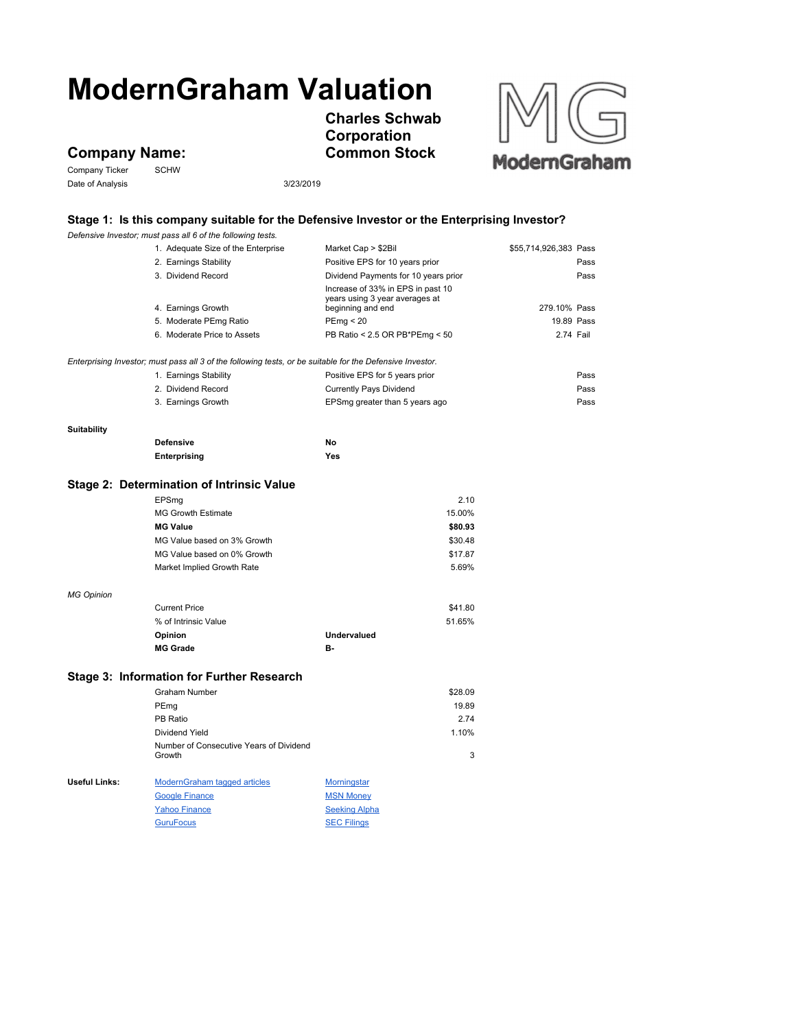# ModernGraham Valuation

## Company Name:

**Charles Schwab Corporation Common Stock**

Company Ticker: SCHW

Date of Analysis: 3/23/2019

### Stage 1: Is this company suitable for the Defensive Investor or the Enterprising Investor?

*Defensive Investor; must pass all 6 of the following tests.*

| Test | Criteria | Value | Result |
|---|---|---|---|
| 1. Adequate Size of the Enterprise | Market Cap > $2Bil | $55,714,926,383 | Pass |
| 2. Earnings Stability | Positive EPS for 10 years prior | | Pass |
| 3. Dividend Record | Dividend Payments for 10 years prior | | Pass |
| 4. Earnings Growth | Increase of 33% in EPS in past 10 years using 3 year averages at beginning and end | 279.10% | Pass |
| 5. Moderate PEmg Ratio | PEmg < 20 | 19.89 | Pass |
| 6. Moderate Price to Assets | PB Ratio < 2.5 OR PB*PEmg < 50 | 2.74 | Fail |

*Enterprising Investor; must pass all 3 of the following tests, or be suitable for the Defensive Investor.*

| Test | Criteria | Result |
|---|---|---|
| 1. Earnings Stability | Positive EPS for 5 years prior | Pass |
| 2. Dividend Record | Currently Pays Dividend | Pass |
| 3. Earnings Growth | EPSmg greater than 5 years ago | Pass |

**Suitability**

| | |
|---|---|
| **Defensive** | **No** |
| **Enterprising** | **Yes** |

### Stage 2: Determination of Intrinsic Value

| | |
|---|---|
| EPSmg | 2.10 |
| MG Growth Estimate | 15.00% |
| **MG Value** | **$80.93** |
| MG Value based on 3% Growth | $30.48 |
| MG Value based on 0% Growth | $17.87 |
| Market Implied Growth Rate | 5.69% |

*MG Opinion*

| | |
|---|---|
| Current Price | $41.80 |
| % of Intrinsic Value | 51.65% |
| **Opinion** | **Undervalued** |
| **MG Grade** | **B-** |

### Stage 3: Information for Further Research

| | |
|---|---|
| Graham Number | $28.09 |
| PEmg | 19.89 |
| PB Ratio | 2.74 |
| Dividend Yield | 1.10% |
| Number of Consecutive Years of Dividend Growth | 3 |

**Useful Links:**

| | |
|---|---|
| ModernGraham tagged articles | Morningstar |
| Google Finance | MSN Money |
| Yahoo Finance | Seeking Alpha |
| GuruFocus | SEC Filings |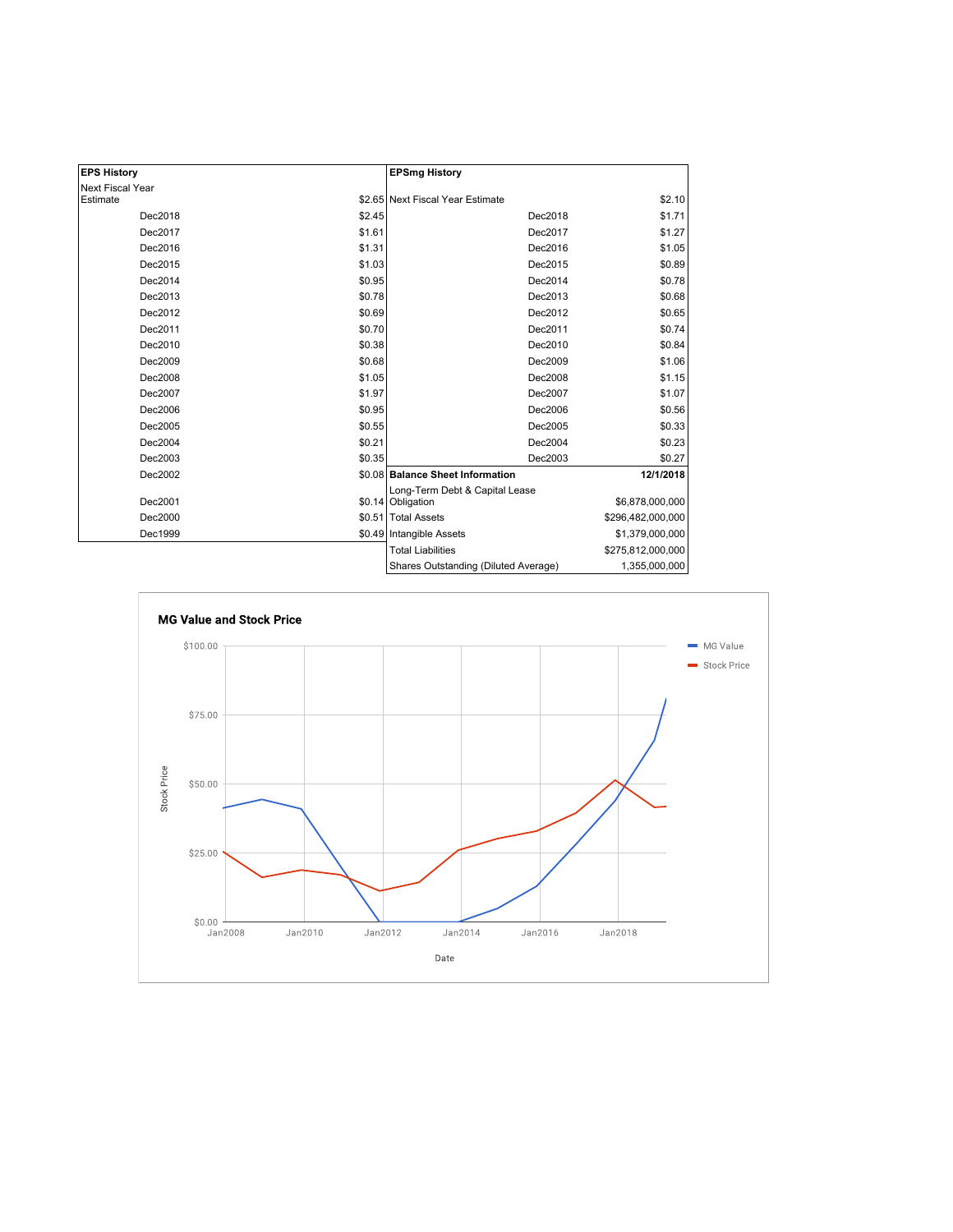| EPS History | |
|---|---|
| Next Fiscal Year Estimate | $2.65 |
| Dec2018 | $2.45 |
| Dec2017 | $1.61 |
| Dec2016 | $1.31 |
| Dec2015 | $1.03 |
| Dec2014 | $0.95 |
| Dec2013 | $0.78 |
| Dec2012 | $0.69 |
| Dec2011 | $0.70 |
| Dec2010 | $0.38 |
| Dec2009 | $0.68 |
| Dec2008 | $1.05 |
| Dec2007 | $1.97 |
| Dec2006 | $0.95 |
| Dec2005 | $0.55 |
| Dec2004 | $0.21 |
| Dec2003 | $0.35 |
| Dec2002 | $0.08 |
| Dec2001 | $0.14 |
| Dec2000 | $0.51 |
| Dec1999 | $0.49 |

| EPSmg History | |
|---|---|
| Next Fiscal Year Estimate | $2.10 |
| Dec2018 | $1.71 |
| Dec2017 | $1.27 |
| Dec2016 | $1.05 |
| Dec2015 | $0.89 |
| Dec2014 | $0.78 |
| Dec2013 | $0.68 |
| Dec2012 | $0.65 |
| Dec2011 | $0.74 |
| Dec2010 | $0.84 |
| Dec2009 | $1.06 |
| Dec2008 | $1.15 |
| Dec2007 | $1.07 |
| Dec2006 | $0.56 |
| Dec2005 | $0.33 |
| Dec2004 | $0.23 |
| Dec2003 | $0.27 |

| Balance Sheet Information | 12/1/2018 |
|---|---|
| Long-Term Debt & Capital Lease Obligation | $6,878,000,000 |
| Total Assets | $296,482,000,000 |
| Intangible Assets | $1,379,000,000 |
| Total Liabilities | $275,812,000,000 |
| Shares Outstanding (Diluted Average) | 1,355,000,000 |

**MG Value and Stock Price**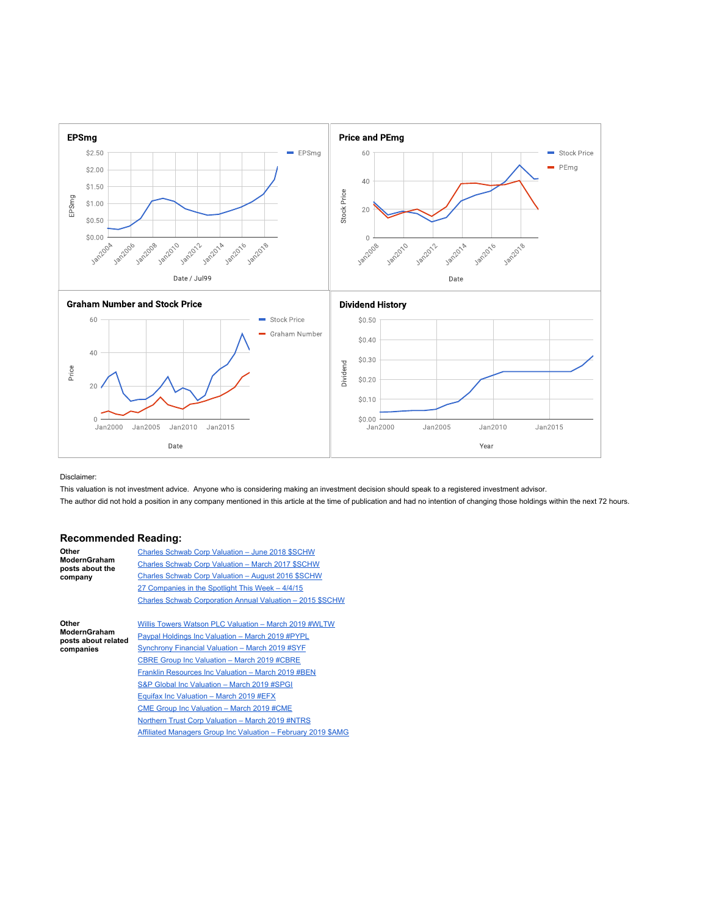**EPSmg**

$2.50
$2.00
$1.50
$1.00
$0.50
$0.00

EPSmg

Jan2004 Jan2006 Jan2008 Jan2010 Jan2012 Jan2014 Jan2016 Jan2018

Date / Jul99

**Price and PEmg**

60
40
20
0

Stock Price
PEmg

Jan2008 Jan2010 Jan2012 Jan2014 Jan2016 Jan2018

Date

**Graham Number and Stock Price**

60
40
20
0

Price

Stock Price
Graham Number

Jan2000 Jan2005 Jan2010 Jan2015

Date

**Dividend History**

$0.50
$0.40
$0.30
$0.20
$0.10
$0.00

Dividend

Jan2000 Jan2005 Jan2010 Jan2015

Year

Disclaimer:

This valuation is not investment advice. Anyone who is considering making an investment decision should speak to a registered investment advisor.

The author did not hold a position in any company mentioned in this article at the time of publication and had no intention of changing those holdings within the next 72 hours.

## Recommended Reading:

**Other ModernGraham posts about the company**

- Charles Schwab Corp Valuation – June 2018 $SCHW
- Charles Schwab Corp Valuation – March 2017 $SCHW
- Charles Schwab Corp Valuation – August 2016 $SCHW
- 27 Companies in the Spotlight This Week – 4/4/15
- Charles Schwab Corporation Annual Valuation – 2015 $SCHW

**Other ModernGraham posts about related companies**

- Willis Towers Watson PLC Valuation – March 2019 #WLTW
- Paypal Holdings Inc Valuation – March 2019 #PYPL
- Synchrony Financial Valuation – March 2019 #SYF
- CBRE Group Inc Valuation – March 2019 #CBRE
- Franklin Resources Inc Valuation – March 2019 #BEN
- S&P Global Inc Valuation – March 2019 #SPGI
- Equifax Inc Valuation – March 2019 #EFX
- CME Group Inc Valuation – March 2019 #CME
- Northern Trust Corp Valuation – March 2019 #NTRS
- Affiliated Managers Group Inc Valuation – February 2019 $AMG